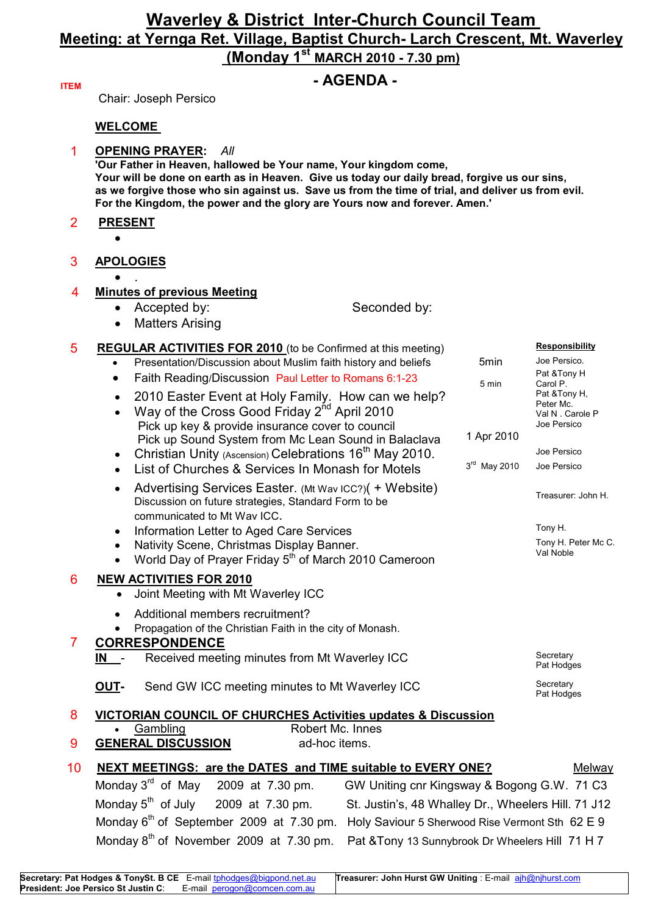# Waverley & District Inter-Church Council Team

## Meeting: at Yernga Ret. Village, Baptist Church- Larch Crescent, Mt. Waverley

## (Monday 1st MARCH 2010 - 7.30 pm)

## - AGENDA -

ITEM

Chair: Joseph Persico

**WELCOME**

1 **OPENING PRAYER:** *All*

**'Our Father in Heaven, hallowed be Your name, Your kingdom come, Your will be done on earth as in Heaven. Give us today our daily bread, forgive us our sins, as we forgive those who sin against us. Save us from the time of trial, and deliver us from evil. For the Kingdom, the power and the glory are Yours now and forever. Amen.'**

2 **PRESENT**

- 

3 **APOLOGIES**

- .

4 **Minutes of previous Meeting**

- Accepted by: Seconded by:
- Matters Arising

5 **REGULAR ACTIVITIES FOR 2010** (to be Confirmed at this meeting)

| Item | Time/Date | Responsibility |
|---|---|---|
| Presentation/Discussion about Muslim faith history and beliefs | 5min | Joe Persico. |
| Faith Reading/Discussion Paul Letter to Romans 6:1-23 | 5 min | Pat &Tony H<br>Carol P. |
| 2010 Easter Event at Holy Family. How can we help? | | Pat &Tony H,<br>Peter Mc. |
| Way of the Cross Good Friday 2nd April 2010<br>Pick up key & provide insurance cover to council<br>Pick up Sound System from Mc Lean Sound in Balaclava | 1 Apr 2010 | Val N . Carole P<br>Joe Persico |
| Christian Unity (Ascension) Celebrations 16th May 2010. | | Joe Persico |
| List of Churches & Services In Monash for Motels | 3rd May 2010 | Joe Persico |
| Advertising Services Easter. (Mt Wav ICC?)( + Website)<br>Discussion on future strategies, Standard Form to be communicated to Mt Wav ICC. | | Treasurer: John H. |
| Information Letter to Aged Care Services | | Tony H. |
| Nativity Scene, Christmas Display Banner. | | Tony H. Peter Mc C. |
| World Day of Prayer Friday 5th of March 2010 Cameroon | | Val Noble |

6 **NEW ACTIVITIES FOR 2010**

- Joint Meeting with Mt Waverley ICC
- Additional members recruitment?
- Propagation of the Christian Faith in the city of Monash.

7 **CORRESPONDENCE**

**IN** - Received meeting minutes from Mt Waverley ICC — Secretary Pat Hodges

**OUT**- Send GW ICC meeting minutes to Mt Waverley ICC — Secretary Pat Hodges

8 **VICTORIAN COUNCIL OF CHURCHES Activities updates & Discussion**

- Gambling — Robert Mc. Innes

9 **GENERAL DISCUSSION** ad-hoc items.

10 **NEXT MEETINGS: are the DATES and TIME suitable to EVERY ONE?**

| Date | Venue | Melway |
|---|---|---|
| Monday 3rd of May 2009 at 7.30 pm. | GW Uniting cnr Kingsway & Bogong G.W. | 71 C3 |
| Monday 5th of July 2009 at 7.30 pm. | St. Justin's, 48 Whalley Dr., Wheelers Hill. | 71 J12 |
| Monday 6th of September 2009 at 7.30 pm. | Holy Saviour 5 Sherwood Rise Vermont Sth | 62 E 9 |
| Monday 8th of November 2009 at 7.30 pm. | Pat &Tony 13 Sunnybrook Dr Wheelers Hill | 71 H 7 |

| | |
|---|---|
| **Secretary: Pat Hodges & TonySt. B CE** E-mail tphodges@bigpond.net.au<br>**President: Joe Persico St Justin C**: E-mail perogon@comcen.com.au | **Treasurer: John Hurst GW Uniting** : E-mail ajh@njhurst.com |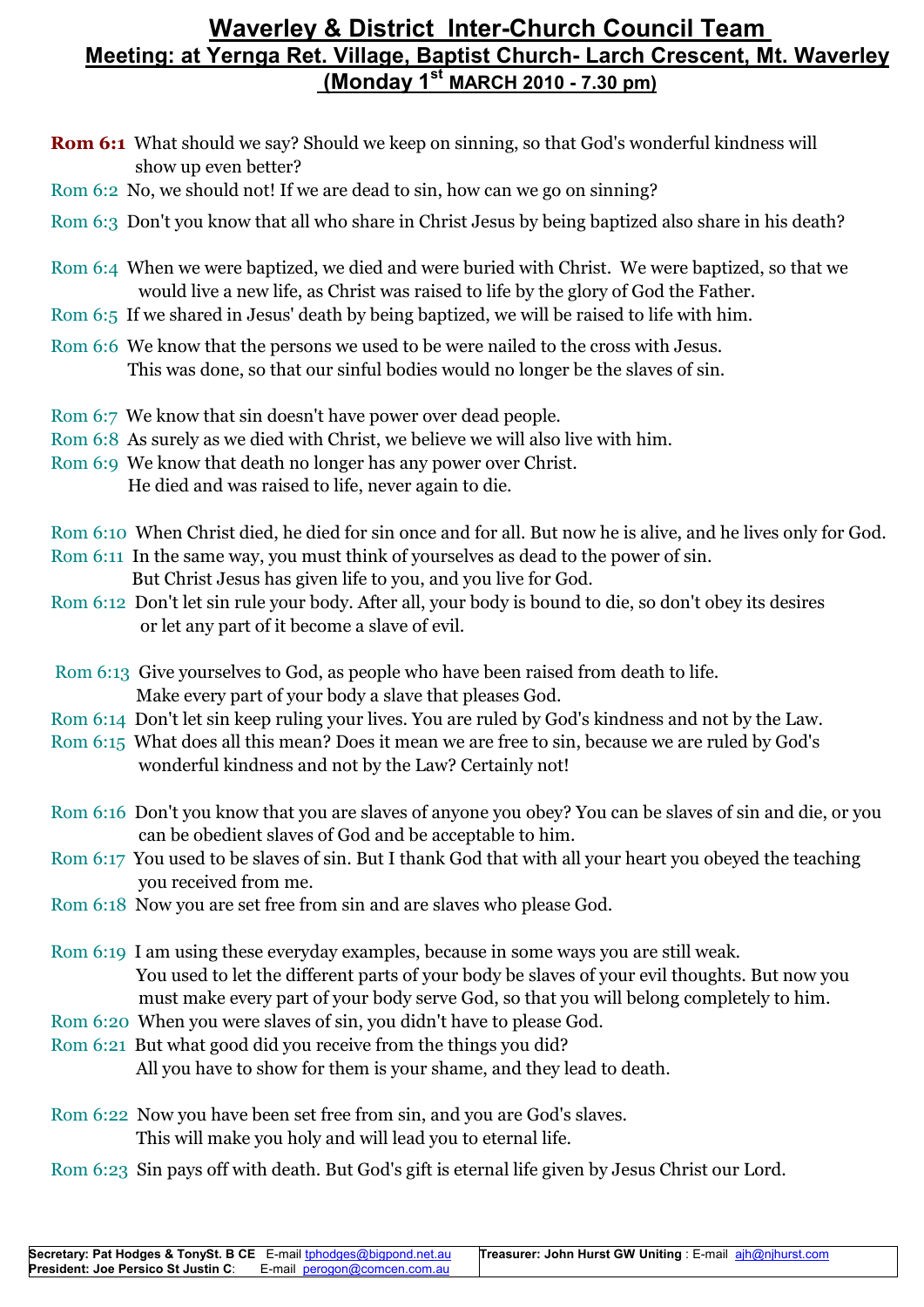# Waverley & District Inter-Church Council Team

## Meeting: at Yernga Ret. Village, Baptist Church- Larch Crescent, Mt. Waverley

## (Monday 1st MARCH 2010 - 7.30 pm)

**Rom 6:1** What should we say? Should we keep on sinning, so that God's wonderful kindness will show up even better?

Rom 6:2 No, we should not! If we are dead to sin, how can we go on sinning?

Rom 6:3 Don't you know that all who share in Christ Jesus by being baptized also share in his death?

Rom 6:4 When we were baptized, we died and were buried with Christ. We were baptized, so that we would live a new life, as Christ was raised to life by the glory of God the Father.

Rom 6:5 If we shared in Jesus' death by being baptized, we will be raised to life with him.

Rom 6:6 We know that the persons we used to be were nailed to the cross with Jesus. This was done, so that our sinful bodies would no longer be the slaves of sin.

Rom 6:7 We know that sin doesn't have power over dead people.

Rom 6:8 As surely as we died with Christ, we believe we will also live with him.

Rom 6:9 We know that death no longer has any power over Christ. He died and was raised to life, never again to die.

Rom 6:10 When Christ died, he died for sin once and for all. But now he is alive, and he lives only for God.

Rom 6:11 In the same way, you must think of yourselves as dead to the power of sin. But Christ Jesus has given life to you, and you live for God.

Rom 6:12 Don't let sin rule your body. After all, your body is bound to die, so don't obey its desires or let any part of it become a slave of evil.

Rom 6:13 Give yourselves to God, as people who have been raised from death to life. Make every part of your body a slave that pleases God.

Rom 6:14 Don't let sin keep ruling your lives. You are ruled by God's kindness and not by the Law.

Rom 6:15 What does all this mean? Does it mean we are free to sin, because we are ruled by God's wonderful kindness and not by the Law? Certainly not!

Rom 6:16 Don't you know that you are slaves of anyone you obey? You can be slaves of sin and die, or you can be obedient slaves of God and be acceptable to him.

Rom 6:17 You used to be slaves of sin. But I thank God that with all your heart you obeyed the teaching you received from me.

Rom 6:18 Now you are set free from sin and are slaves who please God.

Rom 6:19 I am using these everyday examples, because in some ways you are still weak. You used to let the different parts of your body be slaves of your evil thoughts. But now you must make every part of your body serve God, so that you will belong completely to him.

Rom 6:20 When you were slaves of sin, you didn't have to please God.

Rom 6:21 But what good did you receive from the things you did? All you have to show for them is your shame, and they lead to death.

Rom 6:22 Now you have been set free from sin, and you are God's slaves. This will make you holy and will lead you to eternal life.

Rom 6:23 Sin pays off with death. But God's gift is eternal life given by Jesus Christ our Lord.

| | |
|---|---|
| **Secretary: Pat Hodges & TonySt. B CE** E-mail tphodges@bigpond.net.au<br>**President: Joe Persico St Justin C**: E-mail perogon@comcen.com.au | **Treasurer: John Hurst GW Uniting** : E-mail ajh@njhurst.com |